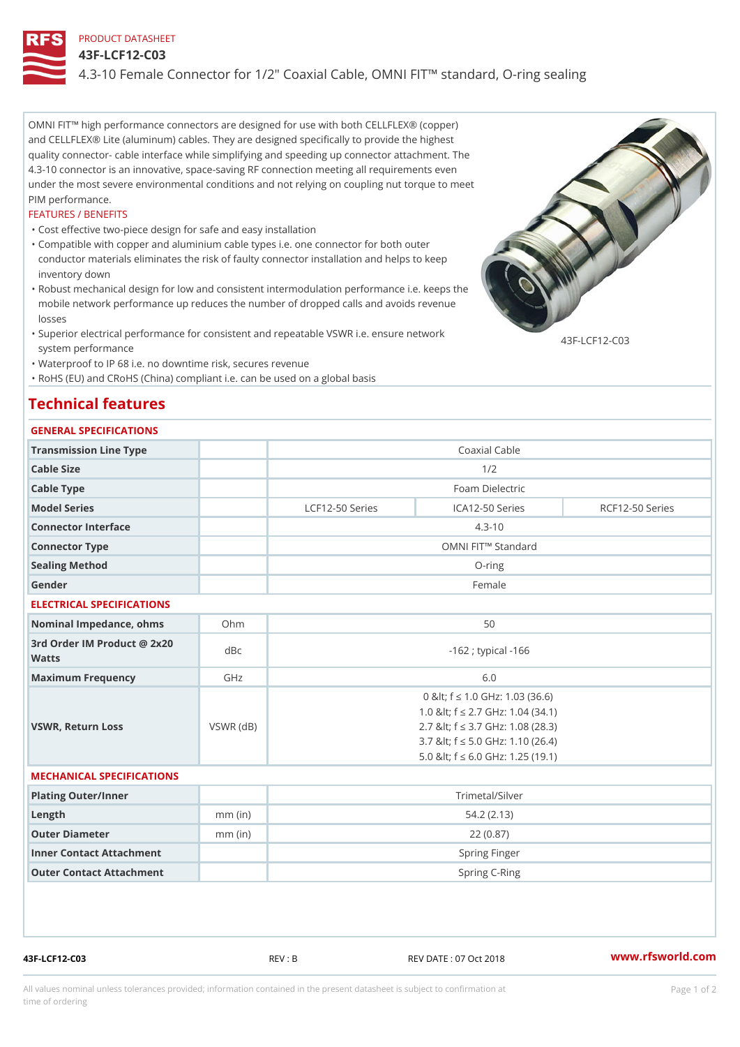PRODUCT DATASHEET

# 43F-LCF12-C03

4.3-10 Female Connector for 1/2" Coaxial Cable, OMNI FIT™ standard, O-ring sealing

OMNI FIT™ high performance connectors are designed for use with both CELLFLEX® (copper) and CELLFLEX® Lite (aluminum) cables. They are designed specifically to provide the highest quality connector- cable interface while simplifying and speeding up connector attachment. The 4.3-10 connector is an innovative, space-saving RF connection meeting all requirements even under the most severe environmental conditions and not relying on coupling nut torque to meet PIM performance.

FEATURES / BENEFITS

- Cost effective two-piece design for safe and easy installation
- Compatible with copper and aluminium cable types i.e. one connector for both outer conductor materials eliminates the risk of faulty connector installation and helps to keep inventory down
- Robust mechanical design for low and consistent intermodulation performance i.e. keeps the mobile network performance up reduces the number of dropped calls and avoids revenue losses
- Superior electrical performance for consistent and repeatable VSWR i.e. ensure network system performance
- Waterproof to IP 68 i.e. no downtime risk, secures revenue
- RoHS (EU) and CRoHS (China) compliant i.e. can be used on a global basis

43F-LCF12-C03

## Technical features

### GENERAL SPECIFICATIONS

| | | | | |
|---|---|---|---|---|
| Transmission Line Type | | Coaxial Cable | | |
| Cable Size | | 1/2 | | |
| Cable Type | | Foam Dielectric | | |
| Model Series | | LCF12-50 Series | ICA12-50 Series | RCF12-50 Series |
| Connector Interface | | 4.3-10 | | |
| Connector Type | | OMNI FIT™ Standard | | |
| Sealing Method | | O-ring | | |
| Gender | | Female | | |

### ELECTRICAL SPECIFICATIONS

| | | |
|---|---|---|
| Nominal Impedance, ohms | Ohm | 50 |
| 3rd Order IM Product @ 2x20 Watts | dBc | -162 ; typical -166 |
| Maximum Frequency | GHz | 6.0 |
| VSWR, Return Loss | VSWR (dB) | 0 &lt; f ≤ 1.0 GHz: 1.03 (36.6)<br>1.0 &lt; f ≤ 2.7 GHz: 1.04 (34.1)<br>2.7 &lt; f ≤ 3.7 GHz: 1.08 (28.3)<br>3.7 &lt; f ≤ 5.0 GHz: 1.10 (26.4)<br>5.0 &lt; f ≤ 6.0 GHz: 1.25 (19.1) |

### MECHANICAL SPECIFICATIONS

| | | |
|---|---|---|
| Plating Outer/Inner | | Trimetal/Silver |
| Length | mm (in) | 54.2 (2.13) |
| Outer Diameter | mm (in) | 22 (0.87) |
| Inner Contact Attachment | | Spring Finger |
| Outer Contact Attachment | | Spring C-Ring |

43F-LCF12-C03 REV : B REV DATE : 07 Oct 2018 www.rfsworld.com

All values nominal unless tolerances provided; information contained in the present datasheet is subject to confirmation at time of ordering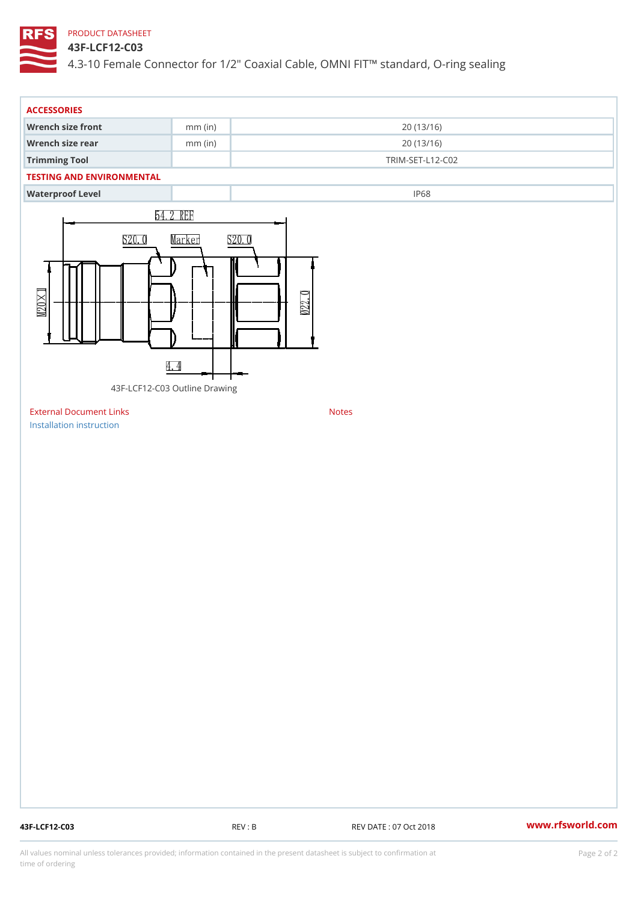PRODUCT DATASHEET

# 43F-LCF12-C03

4.3-10 Female Connector for 1/2" Coaxial Cable, OMNI FIT™ standard, O-ring sealing

## ACCESSORIES

| | | |
|---|---|---|
| Wrench size front | mm (in) | 20 (13/16) |
| Wrench size rear | mm (in) | 20 (13/16) |
| Trimming Tool | | TRIM-SET-L12-C02 |

## TESTING AND ENVIRONMENTAL

| | | |
|---|---|---|
| Waterproof Level | | IP68 |

54.2 REF
S20.0
Marker
S20.0
M20X1
Ø22.0
4.4

43F-LCF12-C03 Outline Drawing

External Document Links

Installation instruction

Notes

43F-LCF12-C03 REV : B REV DATE : 07 Oct 2018 www.rfsworld.com

All values nominal unless tolerances provided; information contained in the present datasheet is subject to confirmation at time of ordering